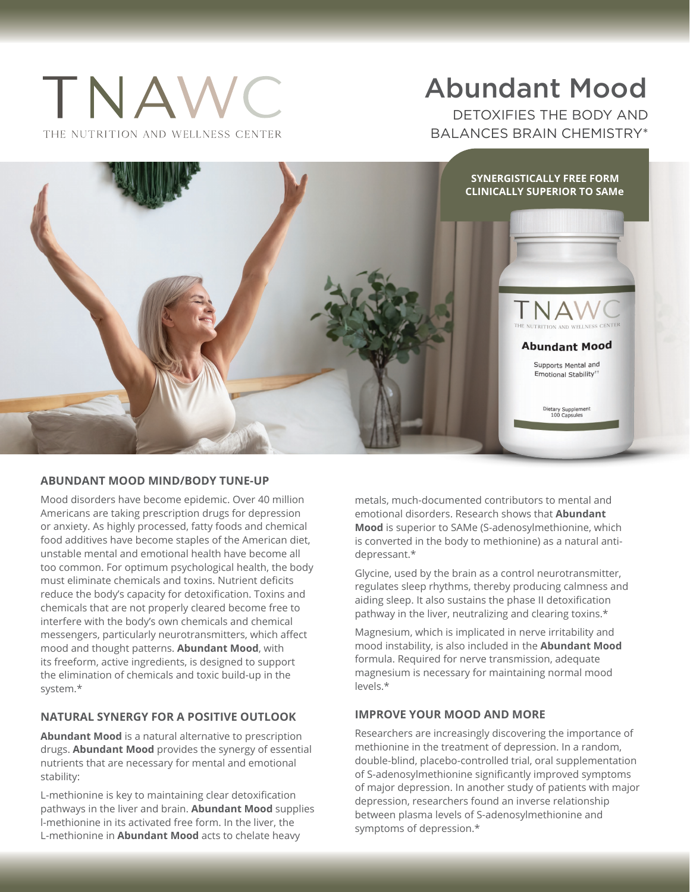# TNAWC

THE NUTRITION AND WELLNESS CENTER

# Abundant Mood

DETOXIFIES THE BODY AND BALANCES BRAIN CHEMISTRY*

**SYNERGISTICALLY FREE FORM CLINICALLY SUPERIOR TO SAMe**

## ABUNDANT MOOD MIND/BODY TUNE-UP

Mood disorders have become epidemic. Over 40 million Americans are taking prescription drugs for depression or anxiety. As highly processed, fatty foods and chemical food additives have become staples of the American diet, unstable mental and emotional health have become all too common. For optimum psychological health, the body must eliminate chemicals and toxins. Nutrient deficits reduce the body's capacity for detoxification. Toxins and chemicals that are not properly cleared become free to interfere with the body's own chemicals and chemical messengers, particularly neurotransmitters, which affect mood and thought patterns. **Abundant Mood**, with its freeform, active ingredients, is designed to support the elimination of chemicals and toxic build-up in the system.*

## NATURAL SYNERGY FOR A POSITIVE OUTLOOK

**Abundant Mood** is a natural alternative to prescription drugs. **Abundant Mood** provides the synergy of essential nutrients that are necessary for mental and emotional stability:

L-methionine is key to maintaining clear detoxification pathways in the liver and brain. **Abundant Mood** supplies l-methionine in its activated free form. In the liver, the L-methionine in **Abundant Mood** acts to chelate heavy metals, much-documented contributors to mental and emotional disorders. Research shows that **Abundant Mood** is superior to SAMe (S-adenosylmethionine, which is converted in the body to methionine) as a natural anti-depressant.*

Glycine, used by the brain as a control neurotransmitter, regulates sleep rhythms, thereby producing calmness and aiding sleep. It also sustains the phase II detoxification pathway in the liver, neutralizing and clearing toxins.*

Magnesium, which is implicated in nerve irritability and mood instability, is also included in the **Abundant Mood** formula. Required for nerve transmission, adequate magnesium is necessary for maintaining normal mood levels.*

## IMPROVE YOUR MOOD AND MORE

Researchers are increasingly discovering the importance of methionine in the treatment of depression. In a random, double-blind, placebo-controlled trial, oral supplementation of S-adenosylmethionine significantly improved symptoms of major depression. In another study of patients with major depression, researchers found an inverse relationship between plasma levels of S-adenosylmethionine and symptoms of depression.*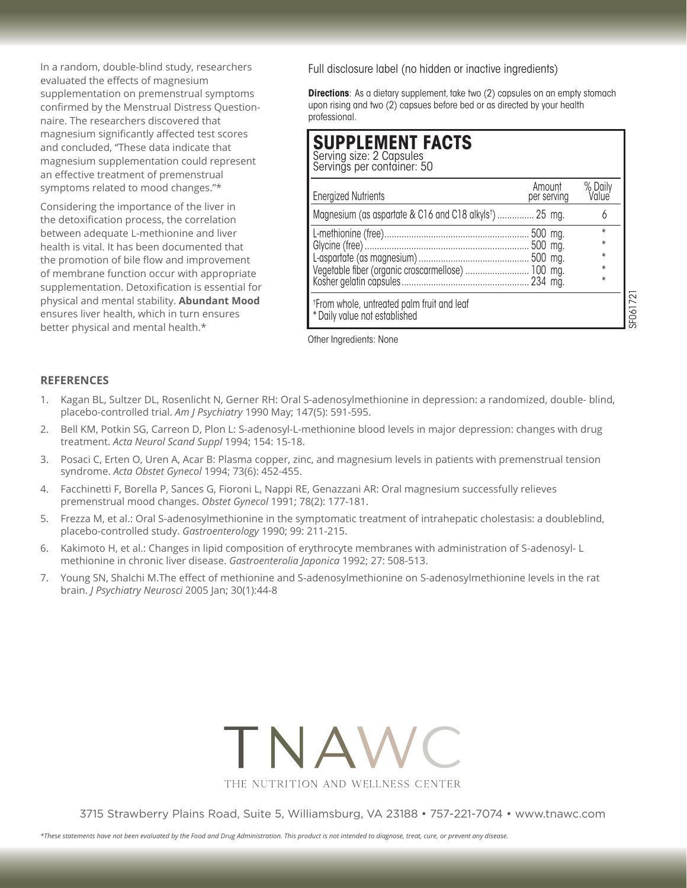In a random, double-blind study, researchers evaluated the effects of magnesium supplementation on premenstrual symptoms confirmed by the Menstrual Distress Questionnaire. The researchers discovered that magnesium significantly affected test scores and concluded, "These data indicate that magnesium supplementation could represent an effective treatment of premenstrual symptoms related to mood changes."*

Considering the importance of the liver in the detoxification process, the correlation between adequate L-methionine and liver health is vital. It has been documented that the promotion of bile flow and improvement of membrane function occur with appropriate supplementation. Detoxification is essential for physical and mental stability. **Abundant Mood** ensures liver health, which in turn ensures better physical and mental health.*

Full disclosure label (no hidden or inactive ingredients)

**Directions**: As a dietary supplement, take two (2) capsules on an empty stomach upon rising and two (2) capsues before bed or as directed by your health professional.

## SUPPLEMENT FACTS

Serving size: 2 Capsules
Servings per container: 50

| Energized Nutrients | Amount per serving | % Daily Value |
|---|---|---|
| Magnesium (as aspartate & C16 and C18 alkyls†) | 25 mg. | 6 |
| L-methionine (free) | 500 mg. | * |
| Glycine (free) | 500 mg. | * |
| L-aspartate (as magnesium) | 500 mg. | * |
| Vegetable fiber (organic croscarmellose) | 100 mg. | * |
| Kosher gelatin capsules | 234 mg. | * |

†From whole, untreated palm fruit and leaf
* Daily value not established

SF061721

Other Ingredients: None

### REFERENCES

1. Kagan BL, Sultzer DL, Rosenlicht N, Gerner RH: Oral S-adenosylmethionine in depression: a randomized, double- blind, placebo-controlled trial. *Am J Psychiatry* 1990 May; 147(5): 591-595.
2. Bell KM, Potkin SG, Carreon D, Plon L: S-adenosyl-L-methionine blood levels in major depression: changes with drug treatment. *Acta Neurol Scand Suppl* 1994; 154: 15-18.
3. Posaci C, Erten O, Uren A, Acar B: Plasma copper, zinc, and magnesium levels in patients with premenstrual tension syndrome. *Acta Obstet Gynecol* 1994; 73(6): 452-455.
4. Facchinetti F, Borella P, Sances G, Fioroni L, Nappi RE, Genazzani AR: Oral magnesium successfully relieves premenstrual mood changes. *Obstet Gynecol* 1991; 78(2): 177-181.
5. Frezza M, et al.: Oral S-adenosylmethionine in the symptomatic treatment of intrahepatic cholestasis: a doubleblind, placebo-controlled study. *Gastroenterology* 1990; 99: 211-215.
6. Kakimoto H, et al.: Changes in lipid composition of erythrocyte membranes with administration of S-adenosyl- L methionine in chronic liver disease. *Gastroenterolia Japonica* 1992; 27: 508-513.
7. Young SN, Shalchi M.The effect of methionine and S-adenosylmethionine on S-adenosylmethionine levels in the rat brain. *J Psychiatry Neurosci* 2005 Jan; 30(1):44-8

TNAWC
THE NUTRITION AND WELLNESS CENTER

3715 Strawberry Plains Road, Suite 5, Williamsburg, VA 23188 • 757-221-7074 • www.tnawc.com

*These statements have not been evaluated by the Food and Drug Administration. This product is not intended to diagnose, treat, cure, or prevent any disease.*